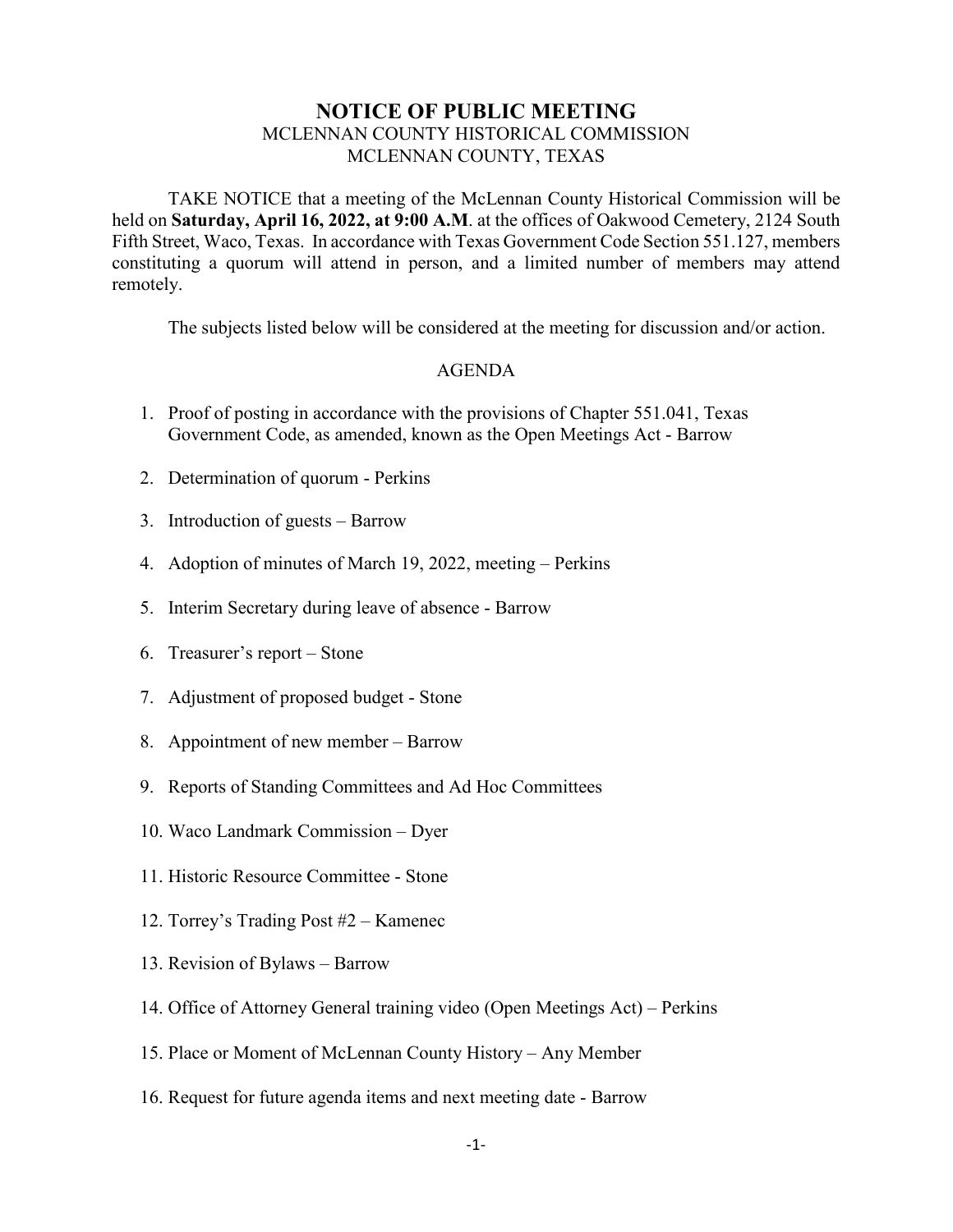# NOTICE OF PUBLIC MEETING

MCLENNAN COUNTY HISTORICAL COMMISSION
MCLENNAN COUNTY, TEXAS

TAKE NOTICE that a meeting of the McLennan County Historical Commission will be held on **Saturday, April 16, 2022, at 9:00 A.M**. at the offices of Oakwood Cemetery, 2124 South Fifth Street, Waco, Texas. In accordance with Texas Government Code Section 551.127, members constituting a quorum will attend in person, and a limited number of members may attend remotely.

The subjects listed below will be considered at the meeting for discussion and/or action.

AGENDA

1. Proof of posting in accordance with the provisions of Chapter 551.041, Texas Government Code, as amended, known as the Open Meetings Act - Barrow
2. Determination of quorum - Perkins
3. Introduction of guests – Barrow
4. Adoption of minutes of March 19, 2022, meeting – Perkins
5. Interim Secretary during leave of absence - Barrow
6. Treasurer's report – Stone
7. Adjustment of proposed budget - Stone
8. Appointment of new member – Barrow
9. Reports of Standing Committees and Ad Hoc Committees
10. Waco Landmark Commission – Dyer
11. Historic Resource Committee - Stone
12. Torrey's Trading Post #2 – Kamenec
13. Revision of Bylaws – Barrow
14. Office of Attorney General training video (Open Meetings Act) – Perkins
15. Place or Moment of McLennan County History – Any Member
16. Request for future agenda items and next meeting date - Barrow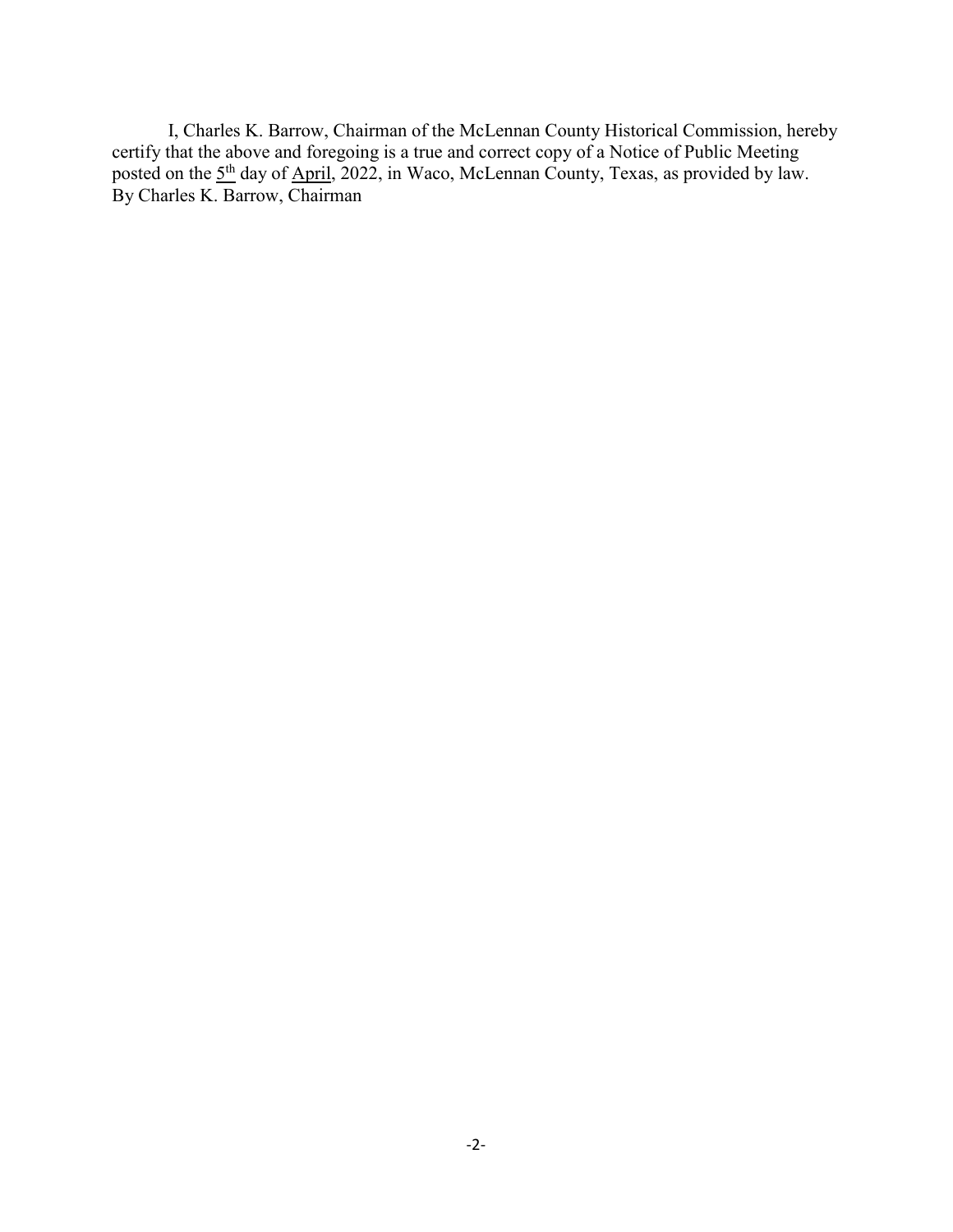I, Charles K. Barrow, Chairman of the McLennan County Historical Commission, hereby certify that the above and foregoing is a true and correct copy of a Notice of Public Meeting posted on the 5th day of April, 2022, in Waco, McLennan County, Texas, as provided by law.
By Charles K. Barrow, Chairman